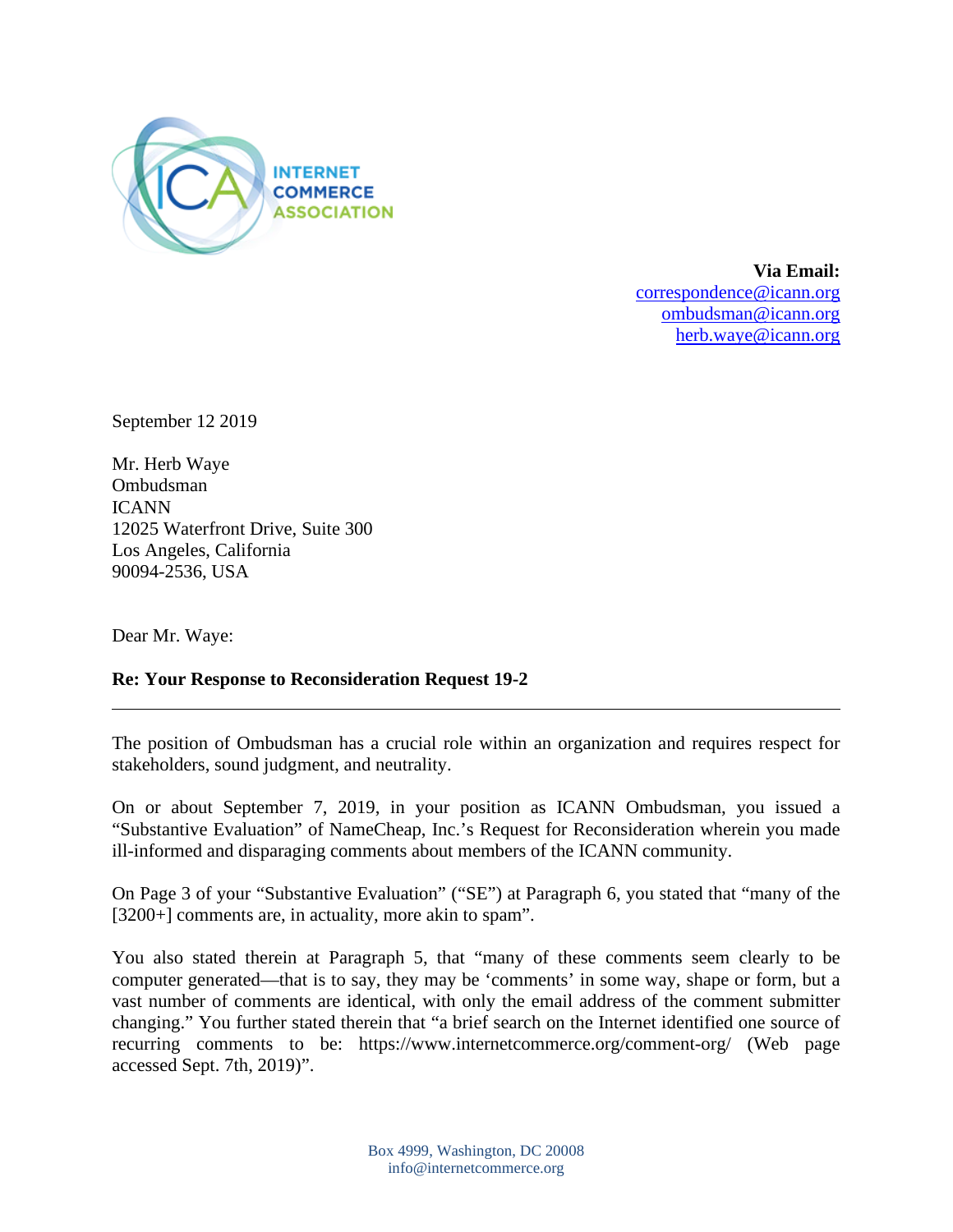**Via Email:**
correspondence@icann.org
ombudsman@icann.org
herb.waye@icann.org

September 12 2019

Mr. Herb Waye
Ombudsman
ICANN
12025 Waterfront Drive, Suite 300
Los Angeles, California
90094-2536, USA

Dear Mr. Waye:

**Re: Your Response to Reconsideration Request 19-2**

---

The position of Ombudsman has a crucial role within an organization and requires respect for stakeholders, sound judgment, and neutrality.

On or about September 7, 2019, in your position as ICANN Ombudsman, you issued a "Substantive Evaluation" of NameCheap, Inc.'s Request for Reconsideration wherein you made ill-informed and disparaging comments about members of the ICANN community.

On Page 3 of your "Substantive Evaluation" ("SE") at Paragraph 6, you stated that "many of the [3200+] comments are, in actuality, more akin to spam".

You also stated therein at Paragraph 5, that "many of these comments seem clearly to be computer generated—that is to say, they may be 'comments' in some way, shape or form, but a vast number of comments are identical, with only the email address of the comment submitter changing." You further stated therein that "a brief search on the Internet identified one source of recurring comments to be: https://www.internetcommerce.org/comment-org/ (Web page accessed Sept. 7th, 2019)".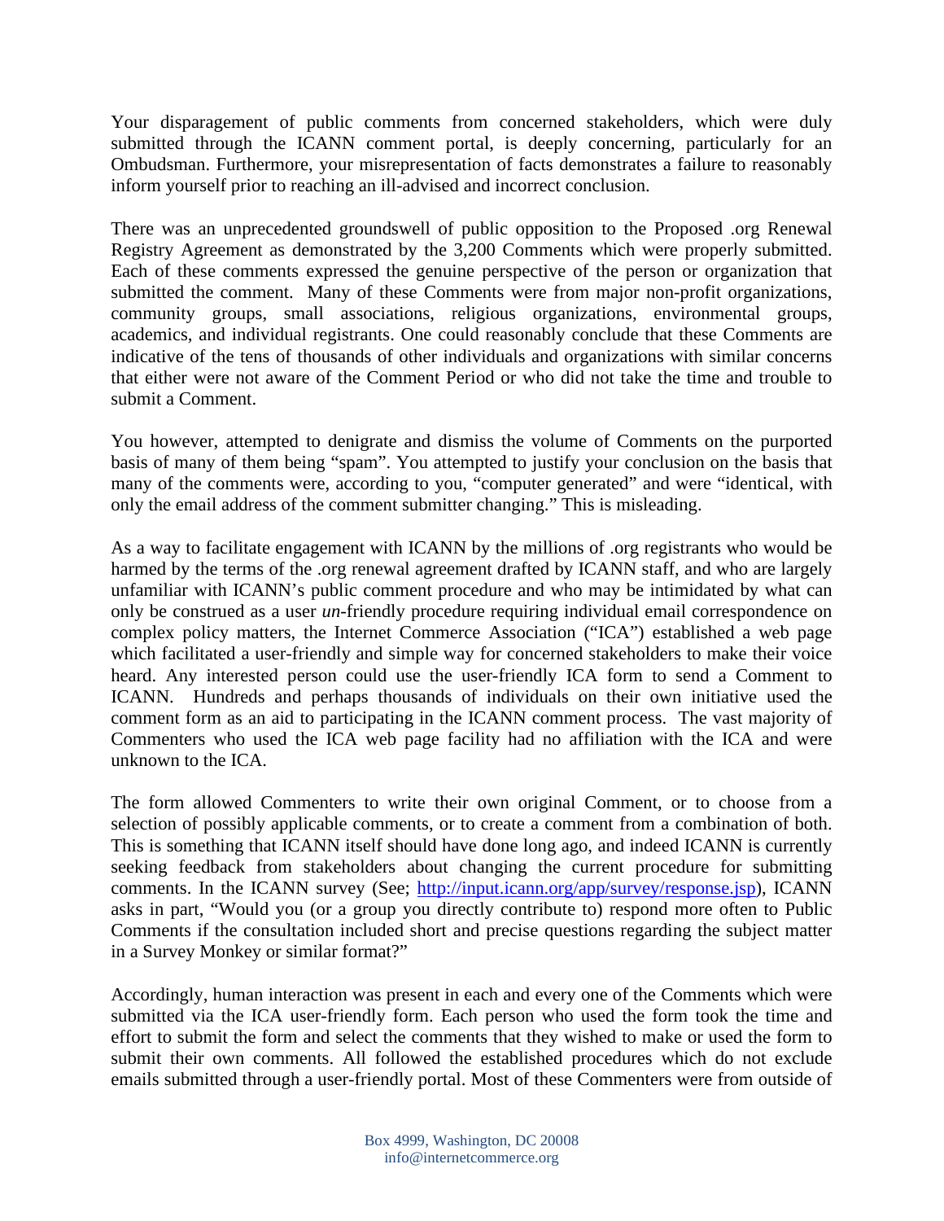Your disparagement of public comments from concerned stakeholders, which were duly submitted through the ICANN comment portal, is deeply concerning, particularly for an Ombudsman. Furthermore, your misrepresentation of facts demonstrates a failure to reasonably inform yourself prior to reaching an ill-advised and incorrect conclusion.

There was an unprecedented groundswell of public opposition to the Proposed .org Renewal Registry Agreement as demonstrated by the 3,200 Comments which were properly submitted. Each of these comments expressed the genuine perspective of the person or organization that submitted the comment. Many of these Comments were from major non-profit organizations, community groups, small associations, religious organizations, environmental groups, academics, and individual registrants. One could reasonably conclude that these Comments are indicative of the tens of thousands of other individuals and organizations with similar concerns that either were not aware of the Comment Period or who did not take the time and trouble to submit a Comment.

You however, attempted to denigrate and dismiss the volume of Comments on the purported basis of many of them being "spam". You attempted to justify your conclusion on the basis that many of the comments were, according to you, "computer generated" and were "identical, with only the email address of the comment submitter changing." This is misleading.

As a way to facilitate engagement with ICANN by the millions of .org registrants who would be harmed by the terms of the .org renewal agreement drafted by ICANN staff, and who are largely unfamiliar with ICANN's public comment procedure and who may be intimidated by what can only be construed as a user *un*-friendly procedure requiring individual email correspondence on complex policy matters, the Internet Commerce Association ("ICA") established a web page which facilitated a user-friendly and simple way for concerned stakeholders to make their voice heard. Any interested person could use the user-friendly ICA form to send a Comment to ICANN. Hundreds and perhaps thousands of individuals on their own initiative used the comment form as an aid to participating in the ICANN comment process. The vast majority of Commenters who used the ICA web page facility had no affiliation with the ICA and were unknown to the ICA.

The form allowed Commenters to write their own original Comment, or to choose from a selection of possibly applicable comments, or to create a comment from a combination of both. This is something that ICANN itself should have done long ago, and indeed ICANN is currently seeking feedback from stakeholders about changing the current procedure for submitting comments. In the ICANN survey (See; [http://input.icann.org/app/survey/response.jsp](http://input.icann.org/app/survey/response.jsp)), ICANN asks in part, "Would you (or a group you directly contribute to) respond more often to Public Comments if the consultation included short and precise questions regarding the subject matter in a Survey Monkey or similar format?"

Accordingly, human interaction was present in each and every one of the Comments which were submitted via the ICA user-friendly form. Each person who used the form took the time and effort to submit the form and select the comments that they wished to make or used the form to submit their own comments. All followed the established procedures which do not exclude emails submitted through a user-friendly portal. Most of these Commenters were from outside of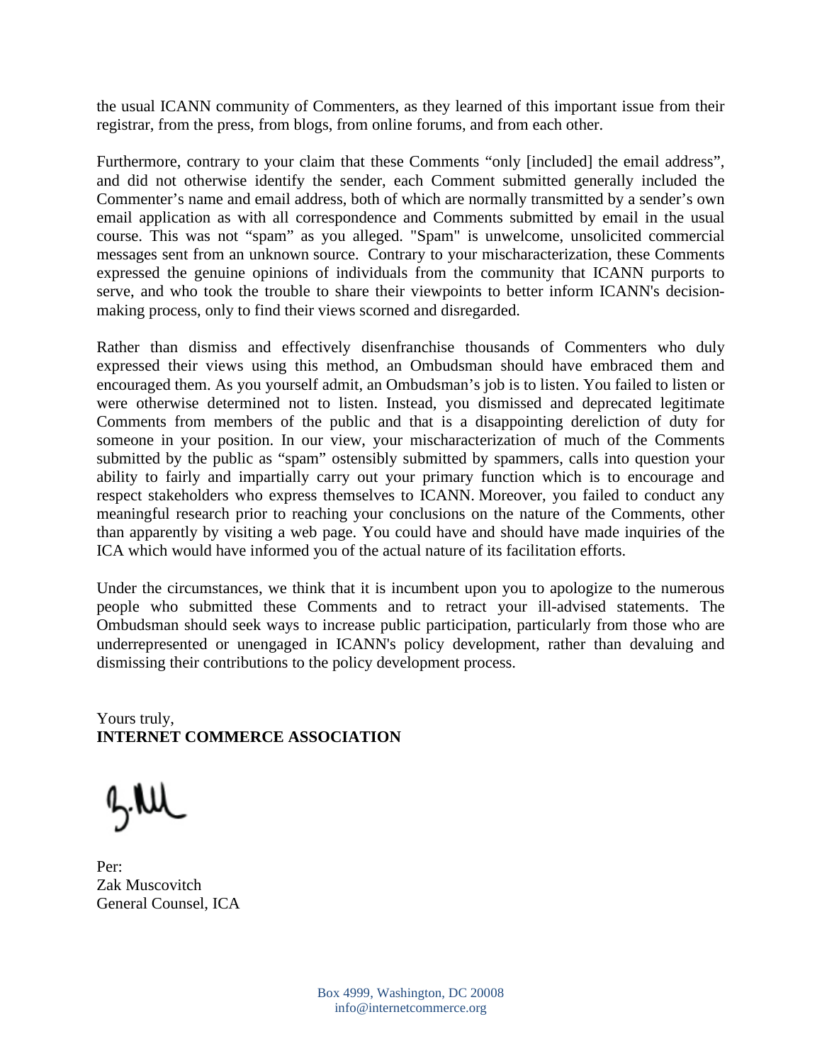the usual ICANN community of Commenters, as they learned of this important issue from their registrar, from the press, from blogs, from online forums, and from each other.

Furthermore, contrary to your claim that these Comments "only [included] the email address", and did not otherwise identify the sender, each Comment submitted generally included the Commenter's name and email address, both of which are normally transmitted by a sender's own email application as with all correspondence and Comments submitted by email in the usual course. This was not "spam" as you alleged. "Spam" is unwelcome, unsolicited commercial messages sent from an unknown source. Contrary to your mischaracterization, these Comments expressed the genuine opinions of individuals from the community that ICANN purports to serve, and who took the trouble to share their viewpoints to better inform ICANN's decision-making process, only to find their views scorned and disregarded.

Rather than dismiss and effectively disenfranchise thousands of Commenters who duly expressed their views using this method, an Ombudsman should have embraced them and encouraged them. As you yourself admit, an Ombudsman's job is to listen. You failed to listen or were otherwise determined not to listen. Instead, you dismissed and deprecated legitimate Comments from members of the public and that is a disappointing dereliction of duty for someone in your position. In our view, your mischaracterization of much of the Comments submitted by the public as "spam" ostensibly submitted by spammers, calls into question your ability to fairly and impartially carry out your primary function which is to encourage and respect stakeholders who express themselves to ICANN. Moreover, you failed to conduct any meaningful research prior to reaching your conclusions on the nature of the Comments, other than apparently by visiting a web page. You could have and should have made inquiries of the ICA which would have informed you of the actual nature of its facilitation efforts.

Under the circumstances, we think that it is incumbent upon you to apologize to the numerous people who submitted these Comments and to retract your ill-advised statements. The Ombudsman should seek ways to increase public participation, particularly from those who are underrepresented or unengaged in ICANN's policy development, rather than devaluing and dismissing their contributions to the policy development process.

Yours truly,
**INTERNET COMMERCE ASSOCIATION**

Per:
Zak Muscovitch
General Counsel, ICA

Box 4999, Washington, DC 20008
info@internetcommerce.org